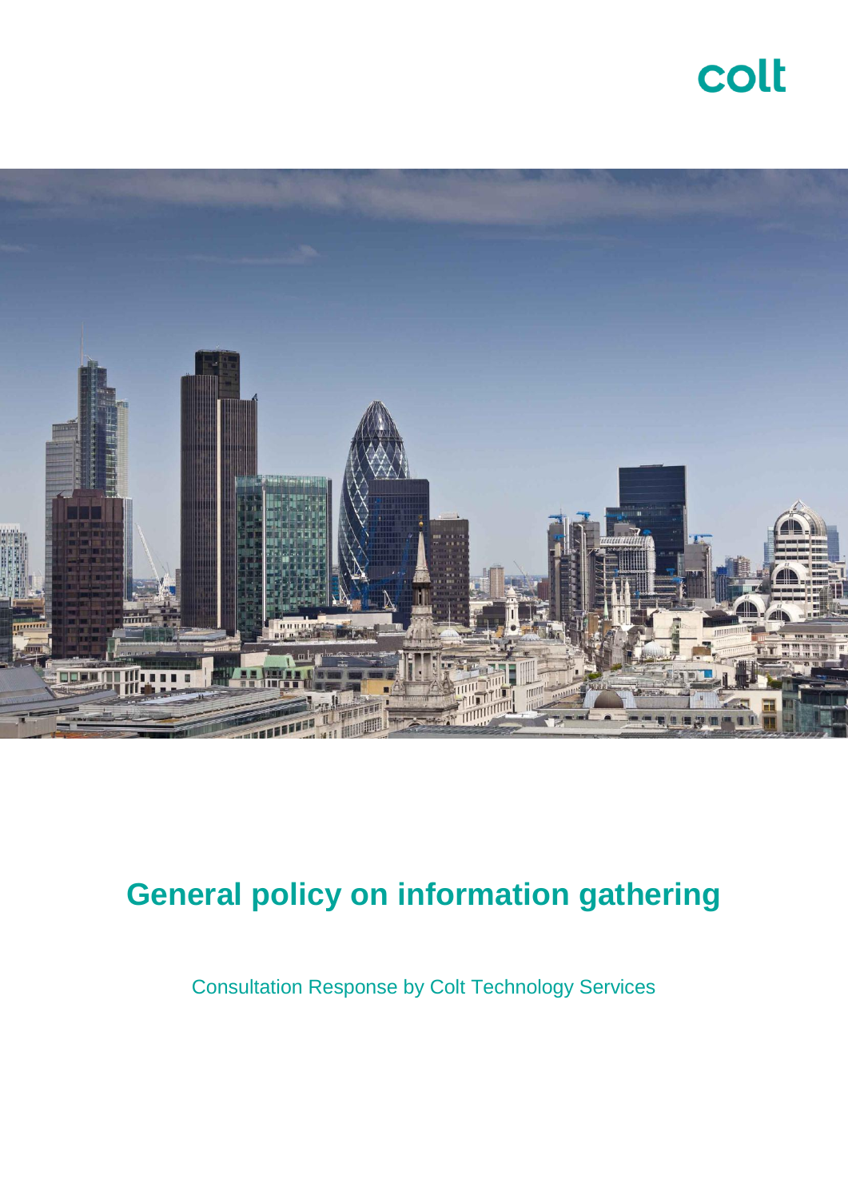colt

# General policy on information gathering

Consultation Response by Colt Technology Services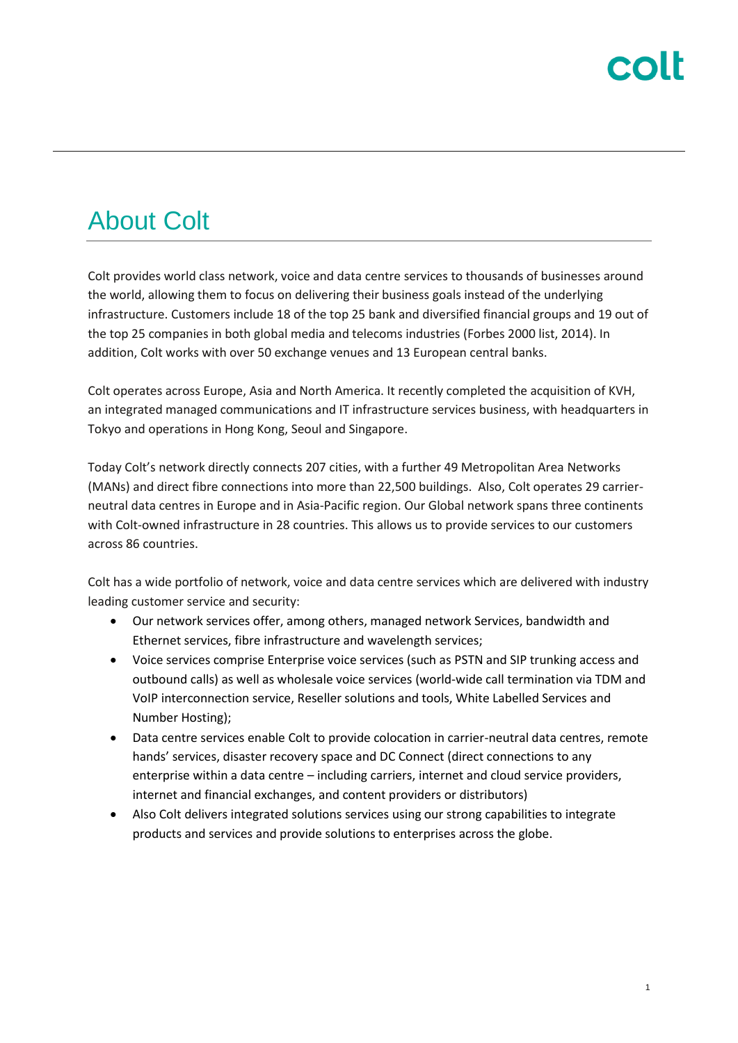# About Colt

Colt provides world class network, voice and data centre services to thousands of businesses around the world, allowing them to focus on delivering their business goals instead of the underlying infrastructure. Customers include 18 of the top 25 bank and diversified financial groups and 19 out of the top 25 companies in both global media and telecoms industries (Forbes 2000 list, 2014). In addition, Colt works with over 50 exchange venues and 13 European central banks.

Colt operates across Europe, Asia and North America. It recently completed the acquisition of KVH, an integrated managed communications and IT infrastructure services business, with headquarters in Tokyo and operations in Hong Kong, Seoul and Singapore.

Today Colt's network directly connects 207 cities, with a further 49 Metropolitan Area Networks (MANs) and direct fibre connections into more than 22,500 buildings. Also, Colt operates 29 carrier-neutral data centres in Europe and in Asia-Pacific region. Our Global network spans three continents with Colt-owned infrastructure in 28 countries. This allows us to provide services to our customers across 86 countries.

Colt has a wide portfolio of network, voice and data centre services which are delivered with industry leading customer service and security:

- Our network services offer, among others, managed network Services, bandwidth and Ethernet services, fibre infrastructure and wavelength services;
- Voice services comprise Enterprise voice services (such as PSTN and SIP trunking access and outbound calls) as well as wholesale voice services (world-wide call termination via TDM and VoIP interconnection service, Reseller solutions and tools, White Labelled Services and Number Hosting);
- Data centre services enable Colt to provide colocation in carrier-neutral data centres, remote hands' services, disaster recovery space and DC Connect (direct connections to any enterprise within a data centre – including carriers, internet and cloud service providers, internet and financial exchanges, and content providers or distributors)
- Also Colt delivers integrated solutions services using our strong capabilities to integrate products and services and provide solutions to enterprises across the globe.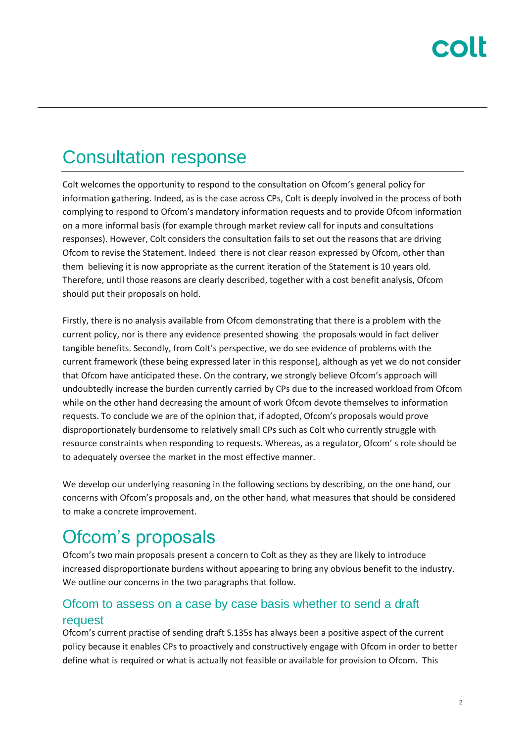# Consultation response

Colt welcomes the opportunity to respond to the consultation on Ofcom's general policy for information gathering. Indeed, as is the case across CPs, Colt is deeply involved in the process of both complying to respond to Ofcom's mandatory information requests and to provide Ofcom information on a more informal basis (for example through market review call for inputs and consultations responses). However, Colt considers the consultation fails to set out the reasons that are driving Ofcom to revise the Statement. Indeed there is not clear reason expressed by Ofcom, other than them believing it is now appropriate as the current iteration of the Statement is 10 years old. Therefore, until those reasons are clearly described, together with a cost benefit analysis, Ofcom should put their proposals on hold.

Firstly, there is no analysis available from Ofcom demonstrating that there is a problem with the current policy, nor is there any evidence presented showing the proposals would in fact deliver tangible benefits. Secondly, from Colt's perspective, we do see evidence of problems with the current framework (these being expressed later in this response), although as yet we do not consider that Ofcom have anticipated these. On the contrary, we strongly believe Ofcom's approach will undoubtedly increase the burden currently carried by CPs due to the increased workload from Ofcom while on the other hand decreasing the amount of work Ofcom devote themselves to information requests. To conclude we are of the opinion that, if adopted, Ofcom's proposals would prove disproportionately burdensome to relatively small CPs such as Colt who currently struggle with resource constraints when responding to requests. Whereas, as a regulator, Ofcom' s role should be to adequately oversee the market in the most effective manner.

We develop our underlying reasoning in the following sections by describing, on the one hand, our concerns with Ofcom's proposals and, on the other hand, what measures that should be considered to make a concrete improvement.

# Ofcom's proposals

Ofcom's two main proposals present a concern to Colt as they as they are likely to introduce increased disproportionate burdens without appearing to bring any obvious benefit to the industry. We outline our concerns in the two paragraphs that follow.

## Ofcom to assess on a case by case basis whether to send a draft request

Ofcom's current practise of sending draft S.135s has always been a positive aspect of the current policy because it enables CPs to proactively and constructively engage with Ofcom in order to better define what is required or what is actually not feasible or available for provision to Ofcom. This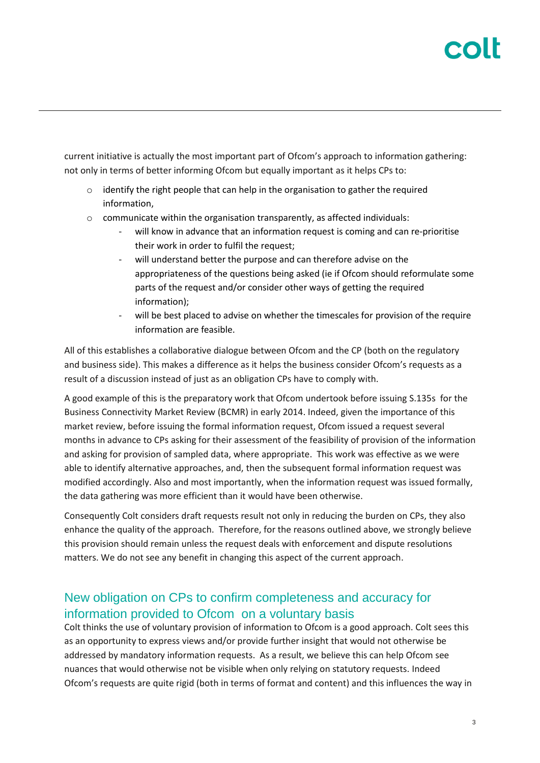current initiative is actually the most important part of Ofcom's approach to information gathering: not only in terms of better informing Ofcom but equally important as it helps CPs to:

- identify the right people that can help in the organisation to gather the required information,
- communicate within the organisation transparently, as affected individuals:
  - will know in advance that an information request is coming and can re-prioritise their work in order to fulfil the request;
  - will understand better the purpose and can therefore advise on the appropriateness of the questions being asked (ie if Ofcom should reformulate some parts of the request and/or consider other ways of getting the required information);
  - will be best placed to advise on whether the timescales for provision of the require information are feasible.

All of this establishes a collaborative dialogue between Ofcom and the CP (both on the regulatory and business side). This makes a difference as it helps the business consider Ofcom's requests as a result of a discussion instead of just as an obligation CPs have to comply with.

A good example of this is the preparatory work that Ofcom undertook before issuing S.135s for the Business Connectivity Market Review (BCMR) in early 2014. Indeed, given the importance of this market review, before issuing the formal information request, Ofcom issued a request several months in advance to CPs asking for their assessment of the feasibility of provision of the information and asking for provision of sampled data, where appropriate. This work was effective as we were able to identify alternative approaches, and, then the subsequent formal information request was modified accordingly. Also and most importantly, when the information request was issued formally, the data gathering was more efficient than it would have been otherwise.

Consequently Colt considers draft requests result not only in reducing the burden on CPs, they also enhance the quality of the approach. Therefore, for the reasons outlined above, we strongly believe this provision should remain unless the request deals with enforcement and dispute resolutions matters. We do not see any benefit in changing this aspect of the current approach.

## New obligation on CPs to confirm completeness and accuracy for information provided to Ofcom on a voluntary basis

Colt thinks the use of voluntary provision of information to Ofcom is a good approach. Colt sees this as an opportunity to express views and/or provide further insight that would not otherwise be addressed by mandatory information requests. As a result, we believe this can help Ofcom see nuances that would otherwise not be visible when only relying on statutory requests. Indeed Ofcom's requests are quite rigid (both in terms of format and content) and this influences the way in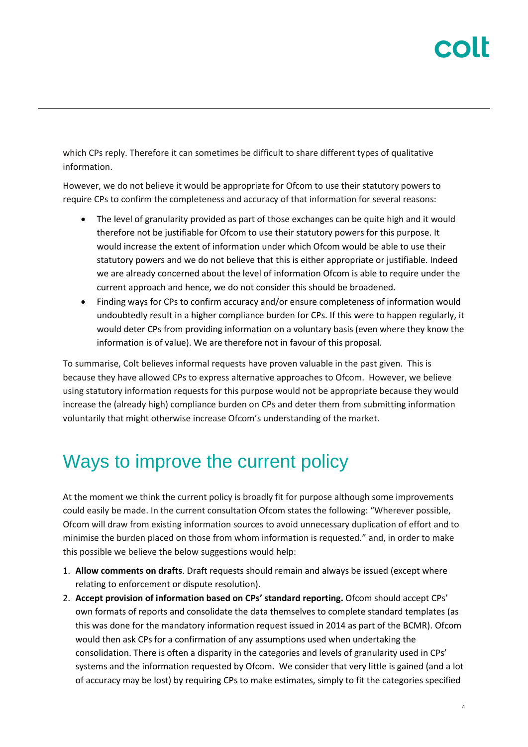which CPs reply. Therefore it can sometimes be difficult to share different types of qualitative information.

However, we do not believe it would be appropriate for Ofcom to use their statutory powers to require CPs to confirm the completeness and accuracy of that information for several reasons:

- The level of granularity provided as part of those exchanges can be quite high and it would therefore not be justifiable for Ofcom to use their statutory powers for this purpose. It would increase the extent of information under which Ofcom would be able to use their statutory powers and we do not believe that this is either appropriate or justifiable. Indeed we are already concerned about the level of information Ofcom is able to require under the current approach and hence, we do not consider this should be broadened.
- Finding ways for CPs to confirm accuracy and/or ensure completeness of information would undoubtedly result in a higher compliance burden for CPs. If this were to happen regularly, it would deter CPs from providing information on a voluntary basis (even where they know the information is of value). We are therefore not in favour of this proposal.

To summarise, Colt believes informal requests have proven valuable in the past given. This is because they have allowed CPs to express alternative approaches to Ofcom. However, we believe using statutory information requests for this purpose would not be appropriate because they would increase the (already high) compliance burden on CPs and deter them from submitting information voluntarily that might otherwise increase Ofcom's understanding of the market.

# Ways to improve the current policy

At the moment we think the current policy is broadly fit for purpose although some improvements could easily be made. In the current consultation Ofcom states the following: "Wherever possible, Ofcom will draw from existing information sources to avoid unnecessary duplication of effort and to minimise the burden placed on those from whom information is requested." and, in order to make this possible we believe the below suggestions would help:

1. **Allow comments on drafts**. Draft requests should remain and always be issued (except where relating to enforcement or dispute resolution).
2. **Accept provision of information based on CPs' standard reporting.** Ofcom should accept CPs' own formats of reports and consolidate the data themselves to complete standard templates (as this was done for the mandatory information request issued in 2014 as part of the BCMR). Ofcom would then ask CPs for a confirmation of any assumptions used when undertaking the consolidation. There is often a disparity in the categories and levels of granularity used in CPs' systems and the information requested by Ofcom. We consider that very little is gained (and a lot of accuracy may be lost) by requiring CPs to make estimates, simply to fit the categories specified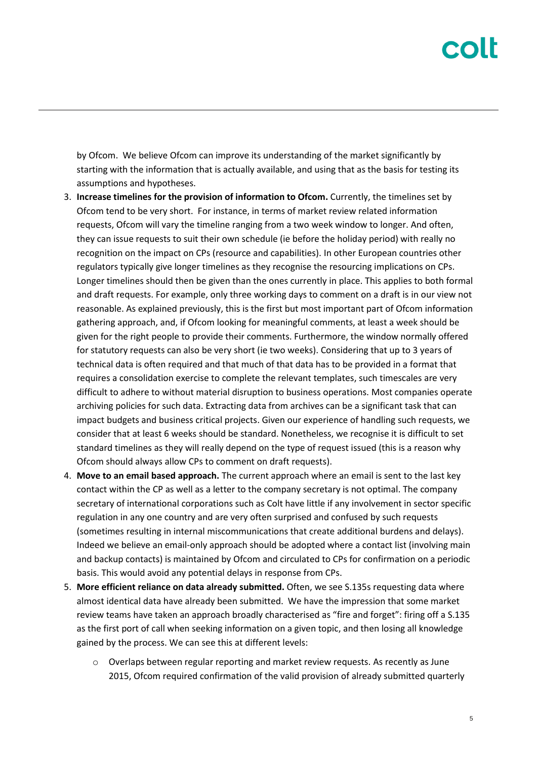by Ofcom. We believe Ofcom can improve its understanding of the market significantly by starting with the information that is actually available, and using that as the basis for testing its assumptions and hypotheses.

3. **Increase timelines for the provision of information to Ofcom.** Currently, the timelines set by Ofcom tend to be very short. For instance, in terms of market review related information requests, Ofcom will vary the timeline ranging from a two week window to longer. And often, they can issue requests to suit their own schedule (ie before the holiday period) with really no recognition on the impact on CPs (resource and capabilities). In other European countries other regulators typically give longer timelines as they recognise the resourcing implications on CPs. Longer timelines should then be given than the ones currently in place. This applies to both formal and draft requests. For example, only three working days to comment on a draft is in our view not reasonable. As explained previously, this is the first but most important part of Ofcom information gathering approach, and, if Ofcom looking for meaningful comments, at least a week should be given for the right people to provide their comments. Furthermore, the window normally offered for statutory requests can also be very short (ie two weeks). Considering that up to 3 years of technical data is often required and that much of that data has to be provided in a format that requires a consolidation exercise to complete the relevant templates, such timescales are very difficult to adhere to without material disruption to business operations. Most companies operate archiving policies for such data. Extracting data from archives can be a significant task that can impact budgets and business critical projects. Given our experience of handling such requests, we consider that at least 6 weeks should be standard. Nonetheless, we recognise it is difficult to set standard timelines as they will really depend on the type of request issued (this is a reason why Ofcom should always allow CPs to comment on draft requests).
4. **Move to an email based approach.** The current approach where an email is sent to the last key contact within the CP as well as a letter to the company secretary is not optimal. The company secretary of international corporations such as Colt have little if any involvement in sector specific regulation in any one country and are very often surprised and confused by such requests (sometimes resulting in internal miscommunications that create additional burdens and delays). Indeed we believe an email-only approach should be adopted where a contact list (involving main and backup contacts) is maintained by Ofcom and circulated to CPs for confirmation on a periodic basis. This would avoid any potential delays in response from CPs.
5. **More efficient reliance on data already submitted.** Often, we see S.135s requesting data where almost identical data have already been submitted. We have the impression that some market review teams have taken an approach broadly characterised as "fire and forget": firing off a S.135 as the first port of call when seeking information on a given topic, and then losing all knowledge gained by the process. We can see this at different levels:
   - Overlaps between regular reporting and market review requests. As recently as June 2015, Ofcom required confirmation of the valid provision of already submitted quarterly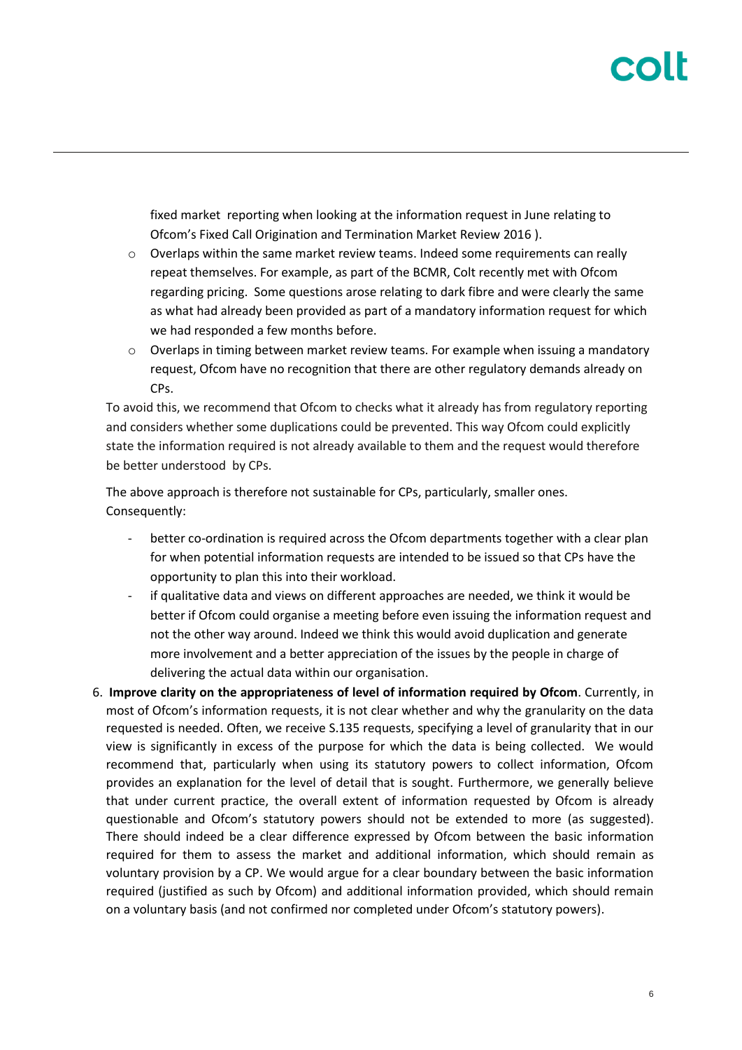fixed market reporting when looking at the information request in June relating to Ofcom's Fixed Call Origination and Termination Market Review 2016 ).

  - Overlaps within the same market review teams. Indeed some requirements can really repeat themselves. For example, as part of the BCMR, Colt recently met with Ofcom regarding pricing. Some questions arose relating to dark fibre and were clearly the same as what had already been provided as part of a mandatory information request for which we had responded a few months before.
  - Overlaps in timing between market review teams. For example when issuing a mandatory request, Ofcom have no recognition that there are other regulatory demands already on CPs.

To avoid this, we recommend that Ofcom to checks what it already has from regulatory reporting and considers whether some duplications could be prevented. This way Ofcom could explicitly state the information required is not already available to them and the request would therefore be better understood by CPs.

The above approach is therefore not sustainable for CPs, particularly, smaller ones. Consequently:

- better co-ordination is required across the Ofcom departments together with a clear plan for when potential information requests are intended to be issued so that CPs have the opportunity to plan this into their workload.
- if qualitative data and views on different approaches are needed, we think it would be better if Ofcom could organise a meeting before even issuing the information request and not the other way around. Indeed we think this would avoid duplication and generate more involvement and a better appreciation of the issues by the people in charge of delivering the actual data within our organisation.

6. **Improve clarity on the appropriateness of level of information required by Ofcom**. Currently, in most of Ofcom's information requests, it is not clear whether and why the granularity on the data requested is needed. Often, we receive S.135 requests, specifying a level of granularity that in our view is significantly in excess of the purpose for which the data is being collected. We would recommend that, particularly when using its statutory powers to collect information, Ofcom provides an explanation for the level of detail that is sought. Furthermore, we generally believe that under current practice, the overall extent of information requested by Ofcom is already questionable and Ofcom's statutory powers should not be extended to more (as suggested). There should indeed be a clear difference expressed by Ofcom between the basic information required for them to assess the market and additional information, which should remain as voluntary provision by a CP. We would argue for a clear boundary between the basic information required (justified as such by Ofcom) and additional information provided, which should remain on a voluntary basis (and not confirmed nor completed under Ofcom's statutory powers).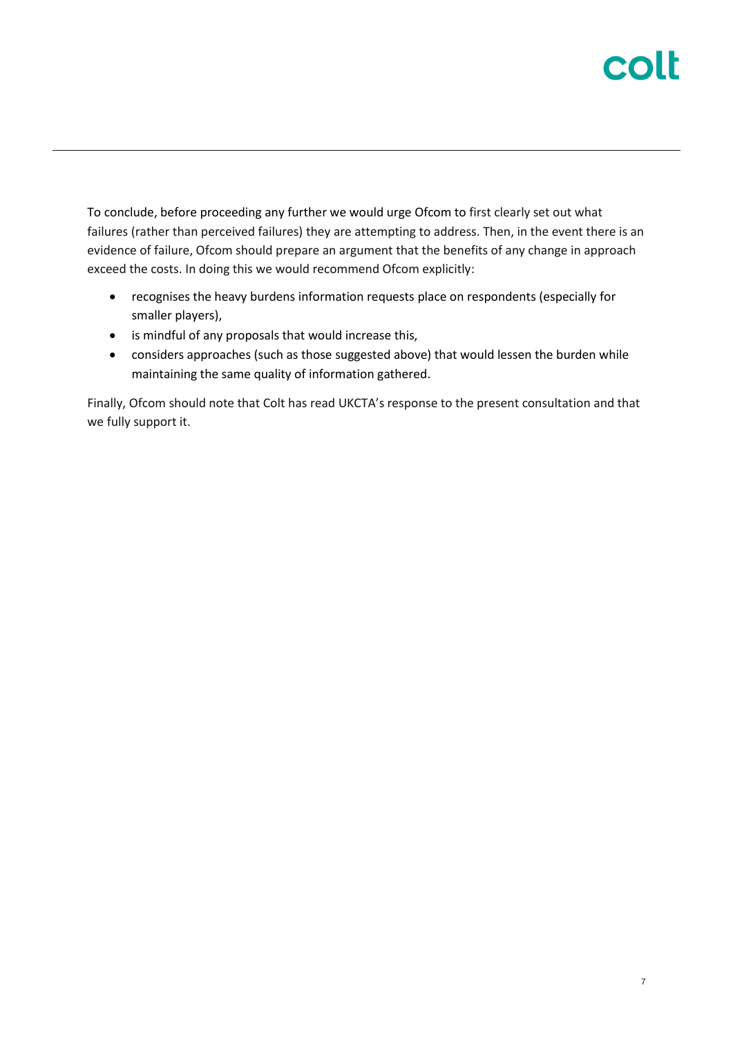To conclude, before proceeding any further we would urge Ofcom to first clearly set out what failures (rather than perceived failures) they are attempting to address. Then, in the event there is an evidence of failure, Ofcom should prepare an argument that the benefits of any change in approach exceed the costs. In doing this we would recommend Ofcom explicitly:

- recognises the heavy burdens information requests place on respondents (especially for smaller players),
- is mindful of any proposals that would increase this,
- considers approaches (such as those suggested above) that would lessen the burden while maintaining the same quality of information gathered.

Finally, Ofcom should note that Colt has read UKCTA's response to the present consultation and that we fully support it.